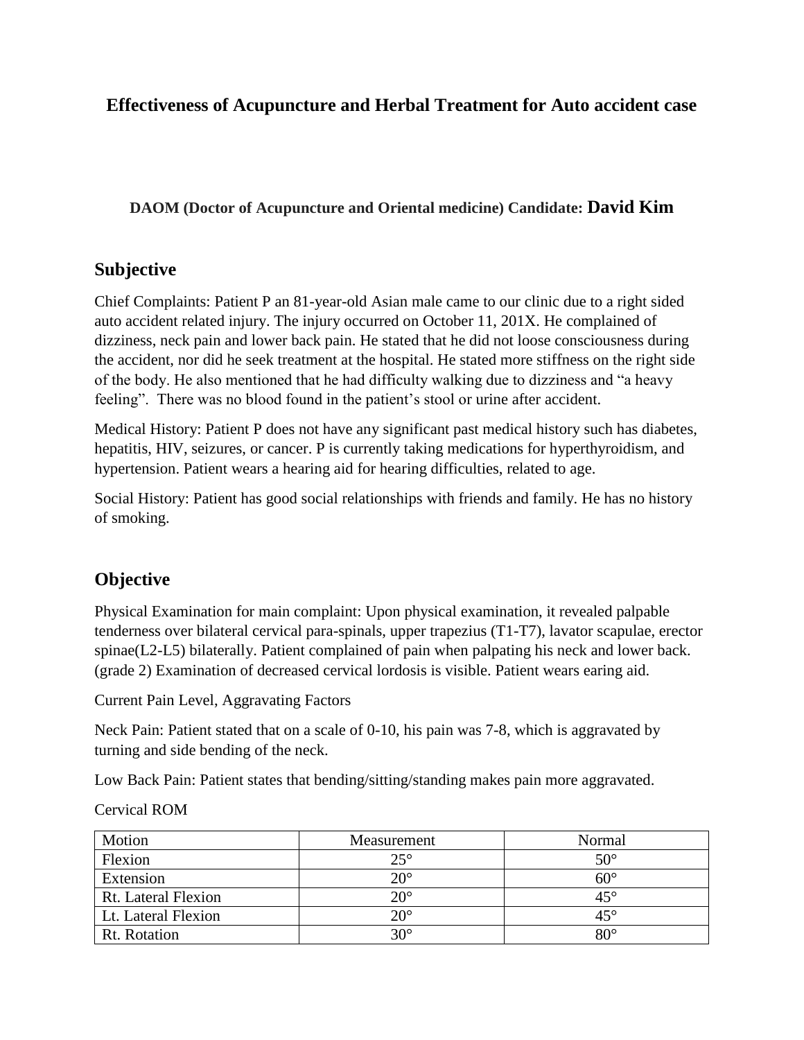# Effectiveness of Acupuncture and Herbal Treatment for Auto accident case

**DAOM (Doctor of Acupuncture and Oriental medicine) Candidate: David Kim**

## Subjective

Chief Complaints: Patient P an 81-year-old Asian male came to our clinic due to a right sided auto accident related injury. The injury occurred on October 11, 201X. He complained of dizziness, neck pain and lower back pain. He stated that he did not loose consciousness during the accident, nor did he seek treatment at the hospital. He stated more stiffness on the right side of the body. He also mentioned that he had difficulty walking due to dizziness and "a heavy feeling". There was no blood found in the patient's stool or urine after accident.

Medical History: Patient P does not have any significant past medical history such has diabetes, hepatitis, HIV, seizures, or cancer. P is currently taking medications for hyperthyroidism, and hypertension. Patient wears a hearing aid for hearing difficulties, related to age.

Social History: Patient has good social relationships with friends and family. He has no history of smoking.

## Objective

Physical Examination for main complaint: Upon physical examination, it revealed palpable tenderness over bilateral cervical para-spinals, upper trapezius (T1-T7), lavator scapulae, erector spinae(L2-L5) bilaterally. Patient complained of pain when palpating his neck and lower back. (grade 2) Examination of decreased cervical lordosis is visible. Patient wears earing aid.

Current Pain Level, Aggravating Factors

Neck Pain: Patient stated that on a scale of 0-10, his pain was 7-8, which is aggravated by turning and side bending of the neck.

Low Back Pain: Patient states that bending/sitting/standing makes pain more aggravated.

Cervical ROM

| Motion | Measurement | Normal |
|---|---|---|
| Flexion | 25° | 50° |
| Extension | 20° | 60° |
| Rt. Lateral Flexion | 20° | 45° |
| Lt. Lateral Flexion | 20° | 45° |
| Rt. Rotation | 30° | 80° |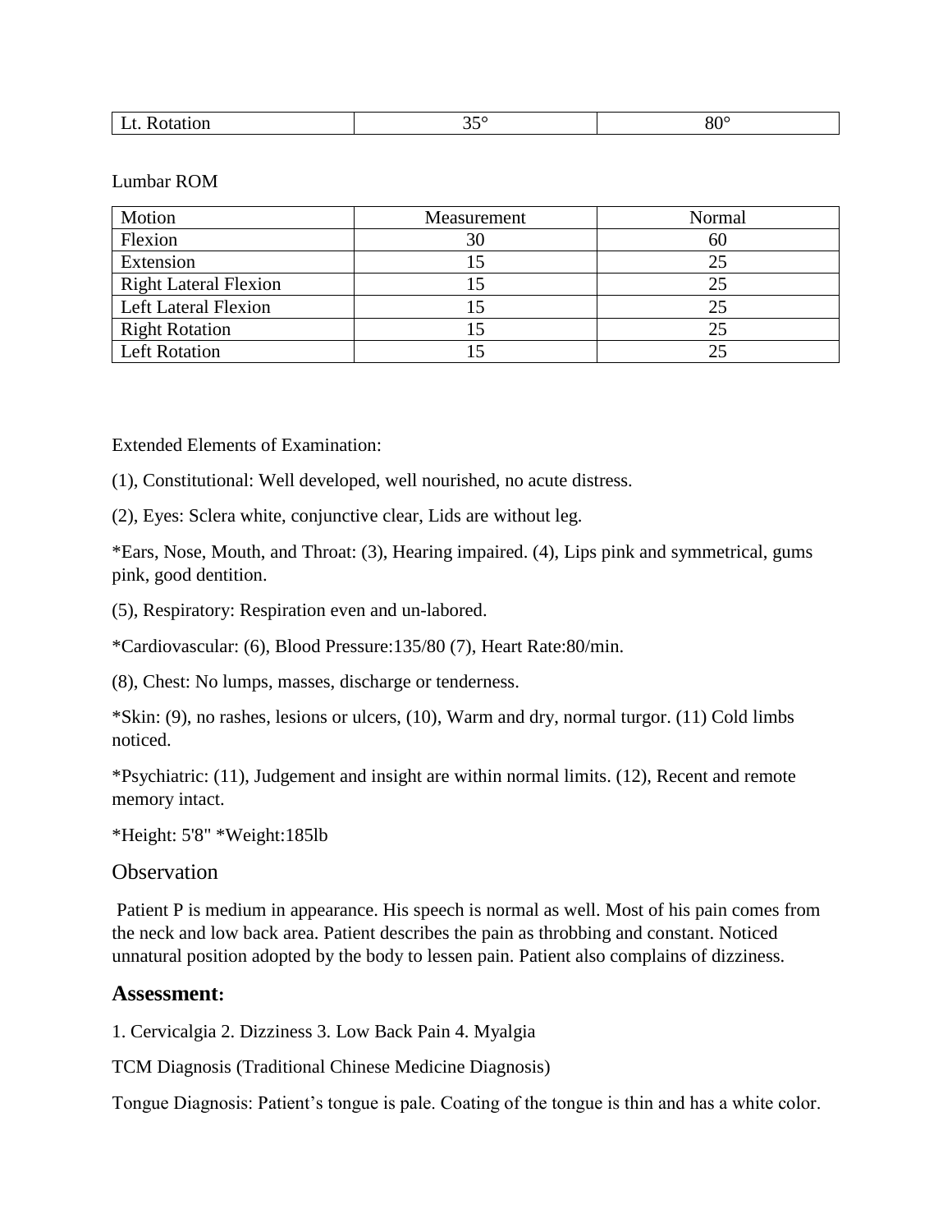| Lt. Rotation | 35° | 80° |
|---|---|---|

Lumbar ROM

| Motion | Measurement | Normal |
|---|---|---|
| Flexion | 30 | 60 |
| Extension | 15 | 25 |
| Right Lateral Flexion | 15 | 25 |
| Left Lateral Flexion | 15 | 25 |
| Right Rotation | 15 | 25 |
| Left Rotation | 15 | 25 |

Extended Elements of Examination:

(1), Constitutional: Well developed, well nourished, no acute distress.

(2), Eyes: Sclera white, conjunctive clear, Lids are without leg.

*Ears, Nose, Mouth, and Throat: (3), Hearing impaired. (4), Lips pink and symmetrical, gums pink, good dentition.

(5), Respiratory: Respiration even and un-labored.

*Cardiovascular: (6), Blood Pressure:135/80 (7), Heart Rate:80/min.

(8), Chest: No lumps, masses, discharge or tenderness.

*Skin: (9), no rashes, lesions or ulcers, (10), Warm and dry, normal turgor. (11) Cold limbs noticed.

*Psychiatric: (11), Judgement and insight are within normal limits. (12), Recent and remote memory intact.

*Height: 5'8" *Weight:185lb

## Observation

Patient P is medium in appearance. His speech is normal as well. Most of his pain comes from the neck and low back area. Patient describes the pain as throbbing and constant. Noticed unnatural position adopted by the body to lessen pain. Patient also complains of dizziness.

## Assessment:

1. Cervicalgia 2. Dizziness 3. Low Back Pain 4. Myalgia

TCM Diagnosis (Traditional Chinese Medicine Diagnosis)

Tongue Diagnosis: Patient's tongue is pale. Coating of the tongue is thin and has a white color.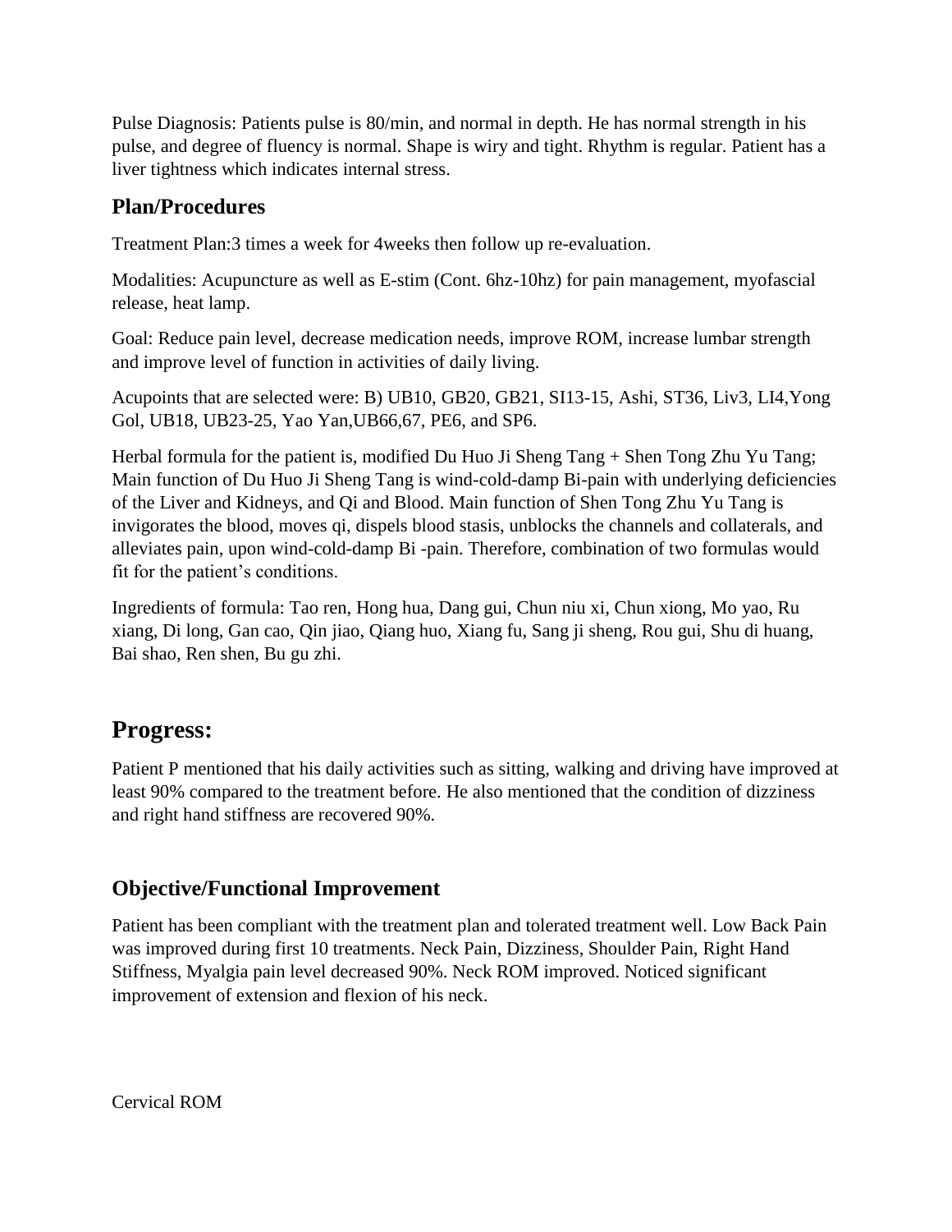Pulse Diagnosis: Patients pulse is 80/min, and normal in depth. He has normal strength in his pulse, and degree of fluency is normal. Shape is wiry and tight. Rhythm is regular. Patient has a liver tightness which indicates internal stress.

### Plan/Procedures

Treatment Plan:3 times a week for 4weeks then follow up re-evaluation.

Modalities: Acupuncture as well as E-stim (Cont. 6hz-10hz) for pain management, myofascial release, heat lamp.

Goal: Reduce pain level, decrease medication needs, improve ROM, increase lumbar strength and improve level of function in activities of daily living.

Acupoints that are selected were: B) UB10, GB20, GB21, SI13-15, Ashi, ST36, Liv3, LI4,Yong Gol, UB18, UB23-25, Yao Yan,UB66,67, PE6, and SP6.

Herbal formula for the patient is, modified Du Huo Ji Sheng Tang + Shen Tong Zhu Yu Tang; Main function of Du Huo Ji Sheng Tang is wind-cold-damp Bi-pain with underlying deficiencies of the Liver and Kidneys, and Qi and Blood. Main function of Shen Tong Zhu Yu Tang is invigorates the blood, moves qi, dispels blood stasis, unblocks the channels and collaterals, and alleviates pain, upon wind-cold-damp Bi -pain. Therefore, combination of two formulas would fit for the patient's conditions.

Ingredients of formula: Tao ren, Hong hua, Dang gui, Chun niu xi, Chun xiong, Mo yao, Ru xiang, Di long, Gan cao, Qin jiao, Qiang huo, Xiang fu, Sang ji sheng, Rou gui, Shu di huang, Bai shao, Ren shen, Bu gu zhi.

## Progress:

Patient P mentioned that his daily activities such as sitting, walking and driving have improved at least 90% compared to the treatment before. He also mentioned that the condition of dizziness and right hand stiffness are recovered 90%.

### Objective/Functional Improvement

Patient has been compliant with the treatment plan and tolerated treatment well. Low Back Pain was improved during first 10 treatments. Neck Pain, Dizziness, Shoulder Pain, Right Hand Stiffness, Myalgia pain level decreased 90%. Neck ROM improved. Noticed significant improvement of extension and flexion of his neck.

Cervical ROM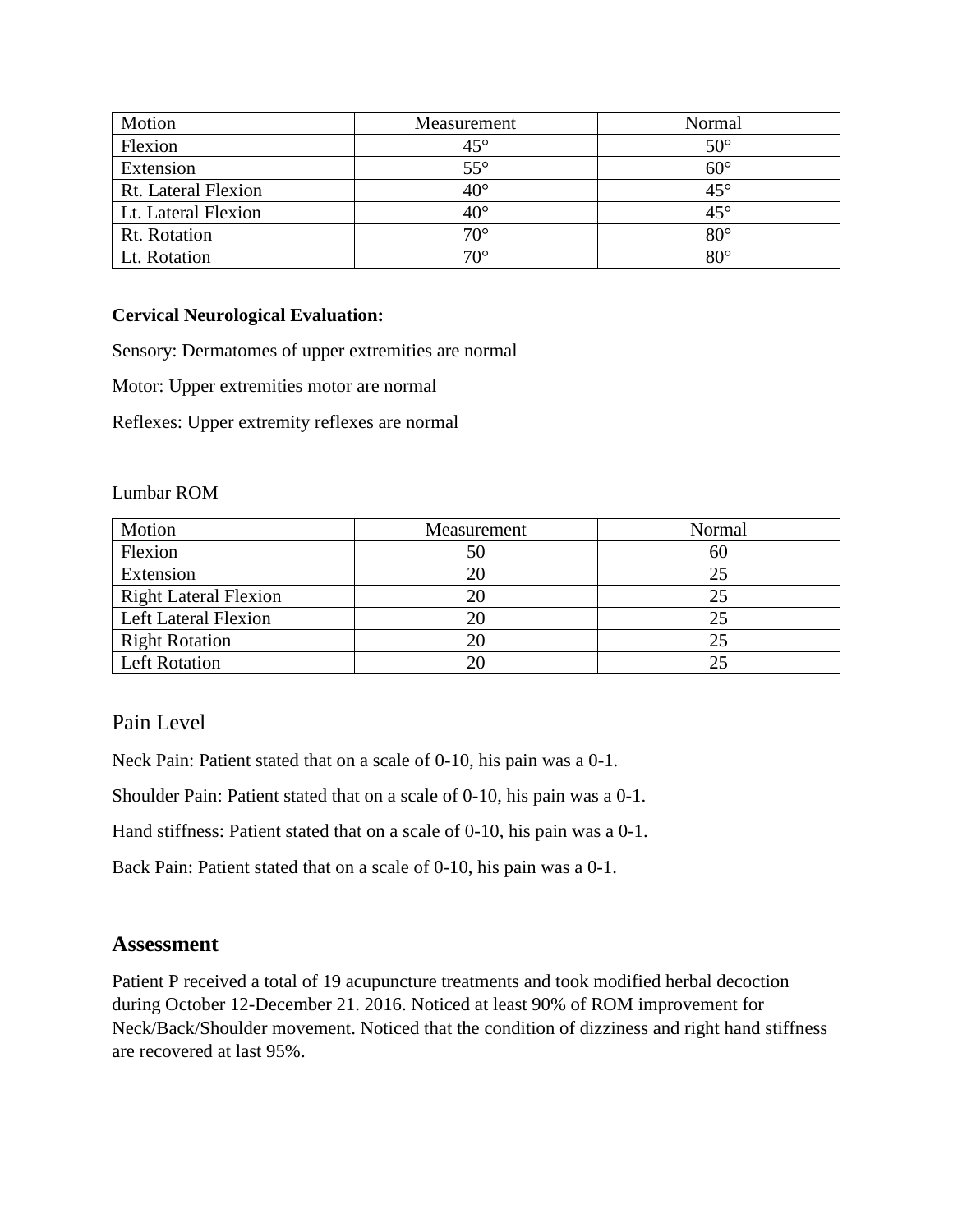| Motion | Measurement | Normal |
| --- | --- | --- |
| Flexion | 45° | 50° |
| Extension | 55° | 60° |
| Rt. Lateral Flexion | 40° | 45° |
| Lt. Lateral Flexion | 40° | 45° |
| Rt. Rotation | 70° | 80° |
| Lt. Rotation | 70° | 80° |

**Cervical Neurological Evaluation:**

Sensory: Dermatomes of upper extremities are normal

Motor: Upper extremities motor are normal

Reflexes: Upper extremity reflexes are normal

Lumbar ROM

| Motion | Measurement | Normal |
| --- | --- | --- |
| Flexion | 50 | 60 |
| Extension | 20 | 25 |
| Right Lateral Flexion | 20 | 25 |
| Left Lateral Flexion | 20 | 25 |
| Right Rotation | 20 | 25 |
| Left Rotation | 20 | 25 |

## Pain Level

Neck Pain: Patient stated that on a scale of 0-10, his pain was a 0-1.

Shoulder Pain: Patient stated that on a scale of 0-10, his pain was a 0-1.

Hand stiffness: Patient stated that on a scale of 0-10, his pain was a 0-1.

Back Pain: Patient stated that on a scale of 0-10, his pain was a 0-1.

## Assessment

Patient P received a total of 19 acupuncture treatments and took modified herbal decoction during October 12-December 21. 2016. Noticed at least 90% of ROM improvement for Neck/Back/Shoulder movement. Noticed that the condition of dizziness and right hand stiffness are recovered at last 95%.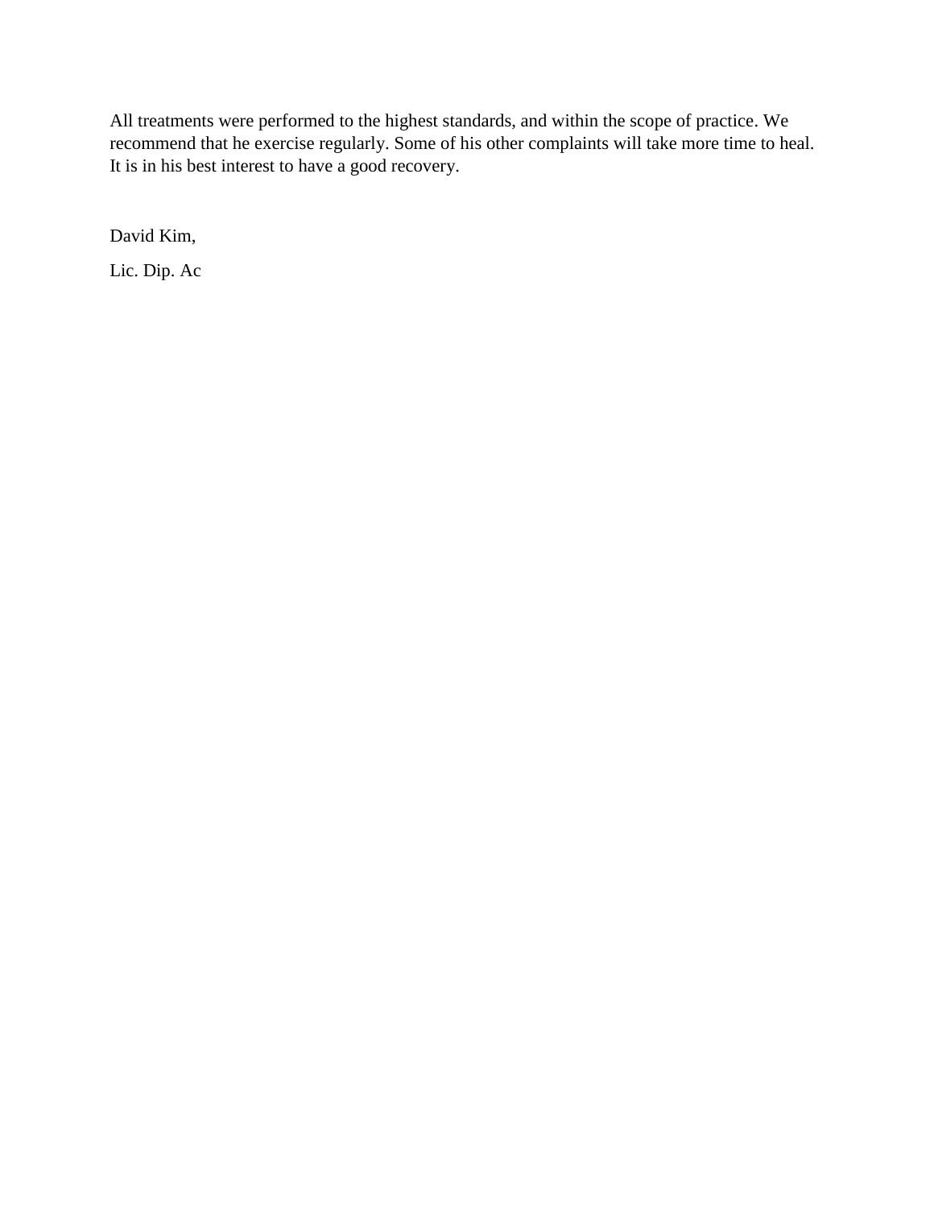All treatments were performed to the highest standards, and within the scope of practice. We recommend that he exercise regularly. Some of his other complaints will take more time to heal. It is in his best interest to have a good recovery.

David Kim,

Lic. Dip. Ac